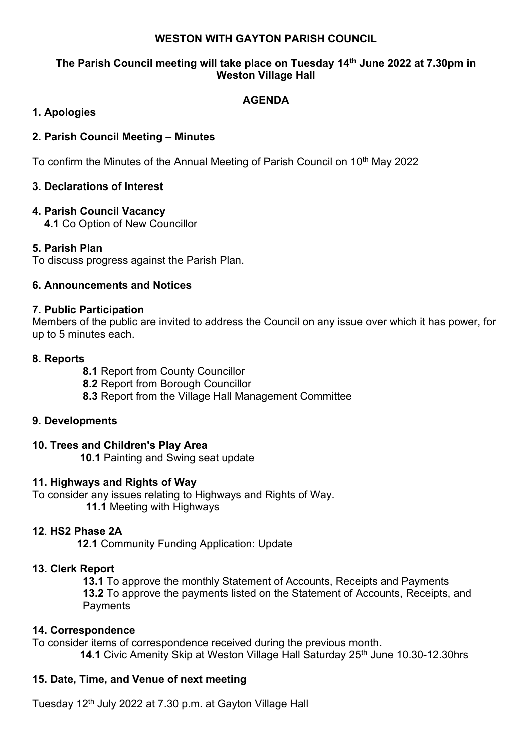# WESTON WITH GAYTON PARISH COUNCIL

**The Parish Council meeting will take place on Tuesday 14th June 2022 at 7.30pm in Weston Village Hall**

## AGENDA

### 1. Apologies

### 2. Parish Council Meeting – Minutes

To confirm the Minutes of the Annual Meeting of Parish Council on 10th May 2022

### 3. Declarations of Interest

### 4. Parish Council Vacancy

**4.1** Co Option of New Councillor

### 5. Parish Plan

To discuss progress against the Parish Plan.

### 6. Announcements and Notices

### 7. Public Participation

Members of the public are invited to address the Council on any issue over which it has power, for up to 5 minutes each.

### 8. Reports

**8.1** Report from County Councillor
**8.2** Report from Borough Councillor
**8.3** Report from the Village Hall Management Committee

### 9. Developments

### 10. Trees and Children's Play Area

**10.1** Painting and Swing seat update

### 11. Highways and Rights of Way

To consider any issues relating to Highways and Rights of Way.
**11.1** Meeting with Highways

### 12. HS2 Phase 2A

**12.1** Community Funding Application: Update

### 13. Clerk Report

**13.1** To approve the monthly Statement of Accounts, Receipts and Payments
**13.2** To approve the payments listed on the Statement of Accounts, Receipts, and Payments

### 14. Correspondence

To consider items of correspondence received during the previous month.
**14.1** Civic Amenity Skip at Weston Village Hall Saturday 25th June 10.30-12.30hrs

### 15. Date, Time, and Venue of next meeting

Tuesday 12th July 2022 at 7.30 p.m. at Gayton Village Hall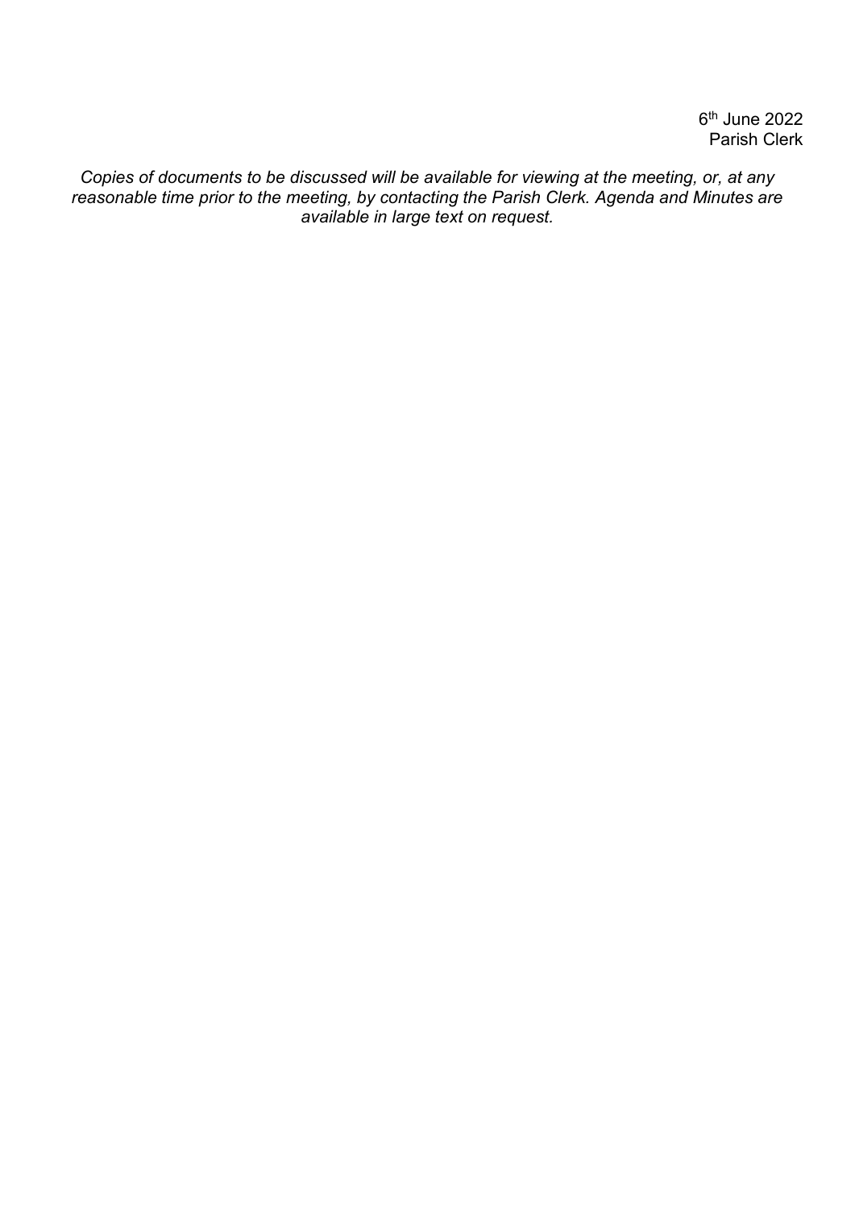6th June 2022
Parish Clerk

*Copies of documents to be discussed will be available for viewing at the meeting, or, at any reasonable time prior to the meeting, by contacting the Parish Clerk. Agenda and Minutes are available in large text on request.*